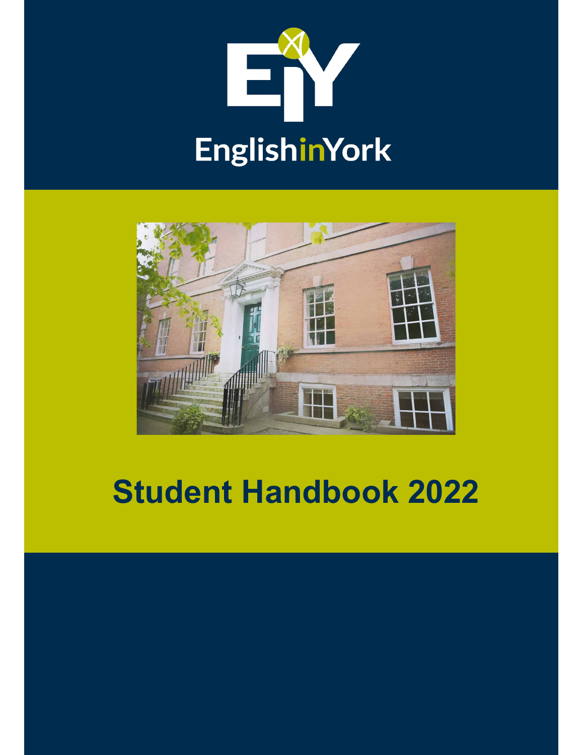EnglishinYork

# Student Handbook 2022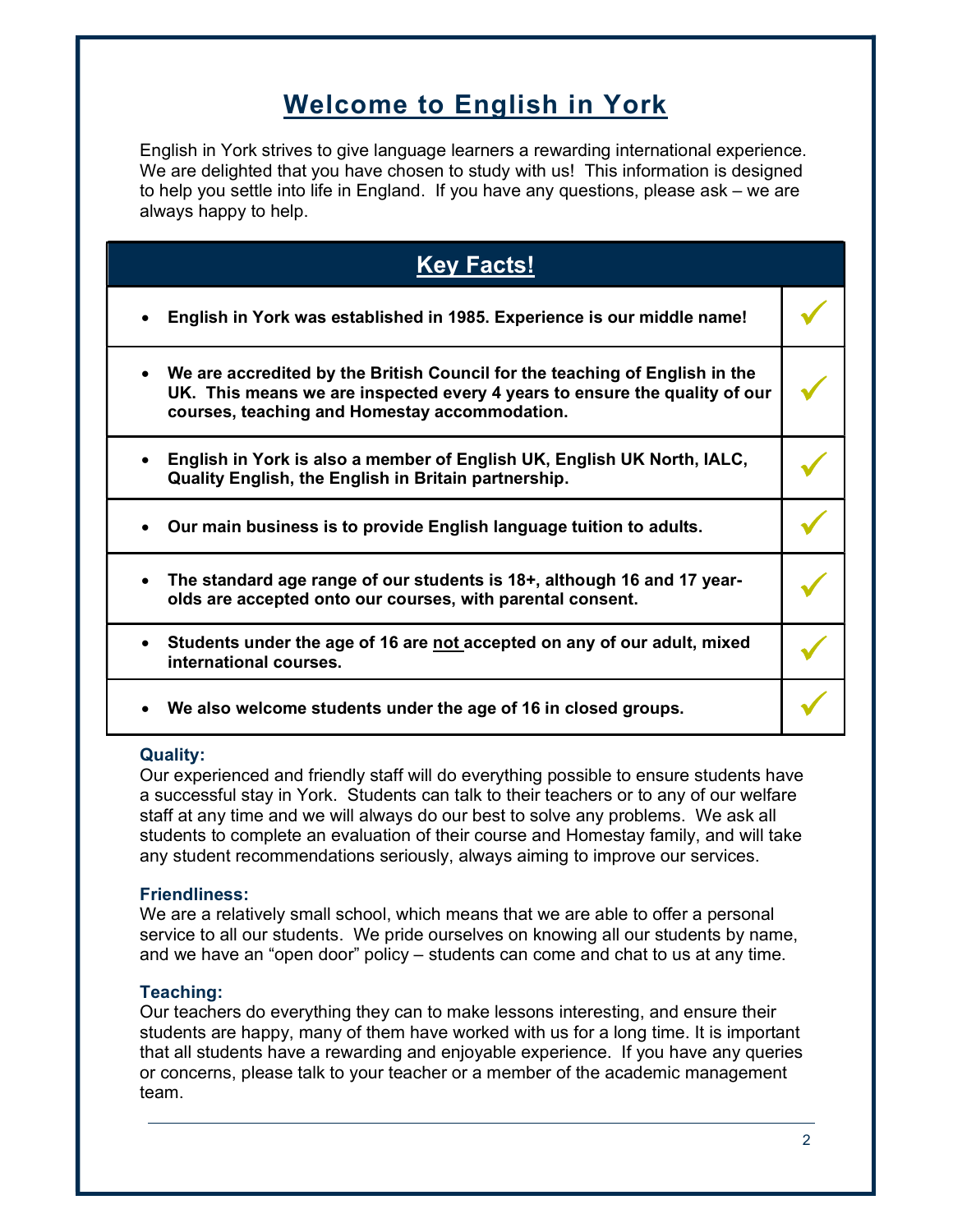# Welcome to English in York

English in York strives to give language learners a rewarding international experience. We are delighted that you have chosen to study with us! This information is designed to help you settle into life in England. If you have any questions, please ask – we are always happy to help.

| Key Facts! | |
|---|---|
| • **English in York was established in 1985. Experience is our middle name!** | ✓ |
| • **We are accredited by the British Council for the teaching of English in the UK. This means we are inspected every 4 years to ensure the quality of our courses, teaching and Homestay accommodation.** | ✓ |
| • **English in York is also a member of English UK, English UK North, IALC, Quality English, the English in Britain partnership.** | ✓ |
| • **Our main business is to provide English language tuition to adults.** | ✓ |
| • **The standard age range of our students is 18+, although 16 and 17 year-olds are accepted onto our courses, with parental consent.** | ✓ |
| • **Students under the age of 16 are <u>not</u> accepted on any of our adult, mixed international courses.** | ✓ |
| • **We also welcome students under the age of 16 in closed groups.** | ✓ |

### Quality:

Our experienced and friendly staff will do everything possible to ensure students have a successful stay in York. Students can talk to their teachers or to any of our welfare staff at any time and we will always do our best to solve any problems. We ask all students to complete an evaluation of their course and Homestay family, and will take any student recommendations seriously, always aiming to improve our services.

### Friendliness:

We are a relatively small school, which means that we are able to offer a personal service to all our students. We pride ourselves on knowing all our students by name, and we have an "open door" policy – students can come and chat to us at any time.

### Teaching:

Our teachers do everything they can to make lessons interesting, and ensure their students are happy, many of them have worked with us for a long time. It is important that all students have a rewarding and enjoyable experience. If you have any queries or concerns, please talk to your teacher or a member of the academic management team.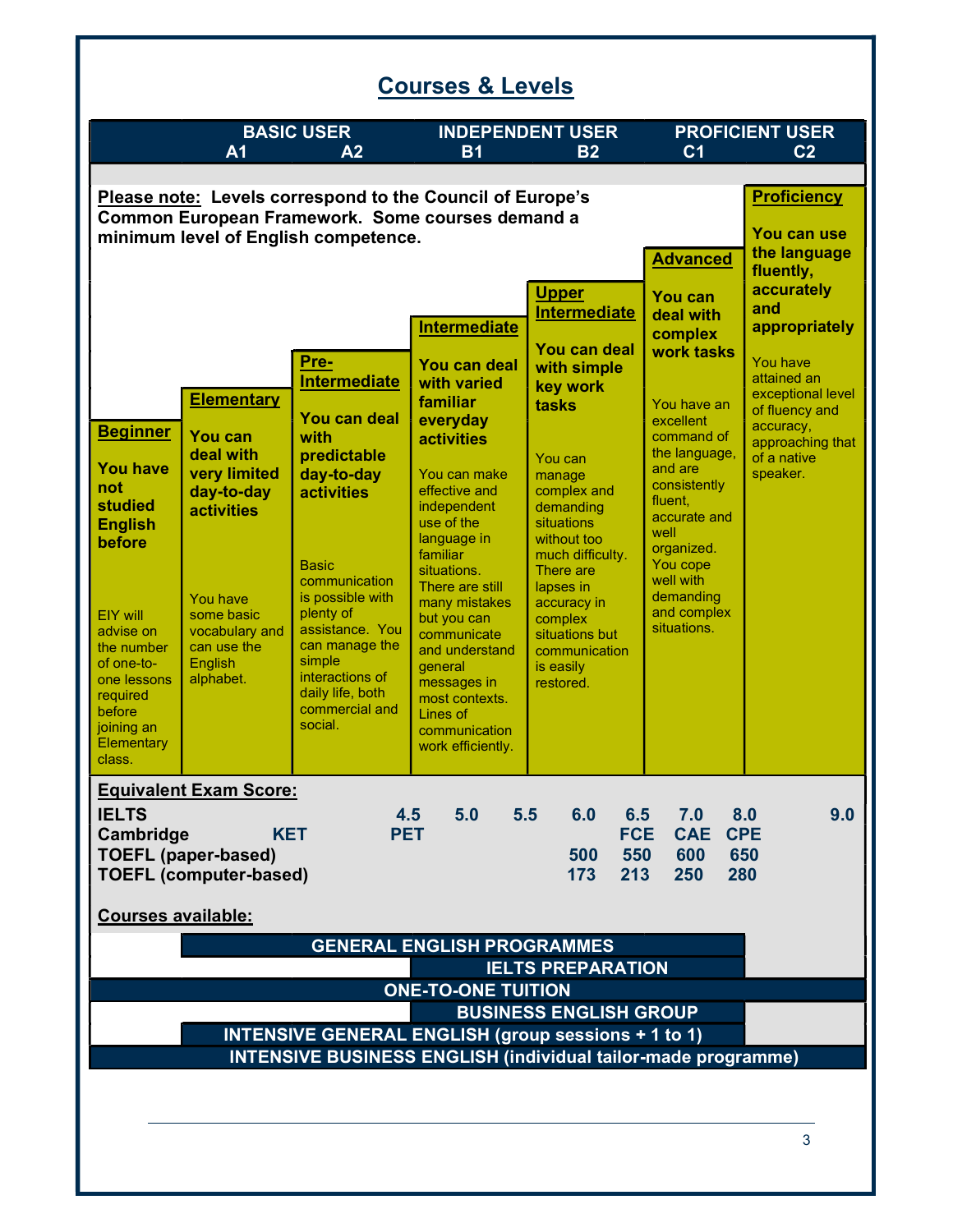## Courses & Levels

| BASIC USER | | INDEPENDENT USER | | PROFICIENT USER | |
|---|---|---|---|---|---|
| A1 | A2 | B1 | B2 | C1 | C2 |

**Please note:** Levels correspond to the Council of Europe's Common European Framework. Some courses demand a minimum level of English competence.

| Beginner | Elementary | Pre-Intermediate | Intermediate | Upper Intermediate | Advanced | Proficiency |
|---|---|---|---|---|---|---|
| **You have not studied English before** | **You can deal with very limited day-to-day activities** | **You can deal with predictable day-to-day activities** | **You can deal with varied familiar everyday activities** | **You can deal with simple key work tasks** | **You can deal with complex work tasks** | **You can use the language fluently, accurately and appropriately** |
| EIY will advise on the number of one-to-one lessons required before joining an Elementary class. | You have some basic vocabulary and can use the English alphabet. | Basic communication is possible with plenty of assistance. You can manage the simple interactions of daily life, both commercial and social. | You can make effective and independent use of the language in familiar situations. There are still many mistakes but you can communicate and understand general messages in most contexts. Lines of communication work efficiently. | You can manage complex and demanding situations without too much difficulty. There are lapses in accuracy in complex situations but communication is easily restored. | You have an excellent command of the language, and are consistently fluent, accurate and well organized. You cope well with demanding and complex situations. | You have attained an exceptional level of fluency and accuracy, approaching that of a native speaker. |

**Equivalent Exam Score:**

| | | | | | | | | | | |
|---|---|---|---|---|---|---|---|---|---|---|
| **IELTS** | | 4.5 | 5.0 | 5.5 | 6.0 | 6.5 | 7.0 | 8.0 | 9.0 |
| **Cambridge** | KET | PET | | | | FCE | CAE | CPE | |
| **TOEFL (paper-based)** | | | | | 500 | 550 | 600 | 650 | |
| **TOEFL (computer-based)** | | | | | 173 | 213 | 250 | 280 | |

**Courses available:**

- GENERAL ENGLISH PROGRAMMES
- IELTS PREPARATION
- ONE-TO-ONE TUITION
- BUSINESS ENGLISH GROUP
- INTENSIVE GENERAL ENGLISH (group sessions + 1 to 1)
- INTENSIVE BUSINESS ENGLISH (individual tailor-made programme)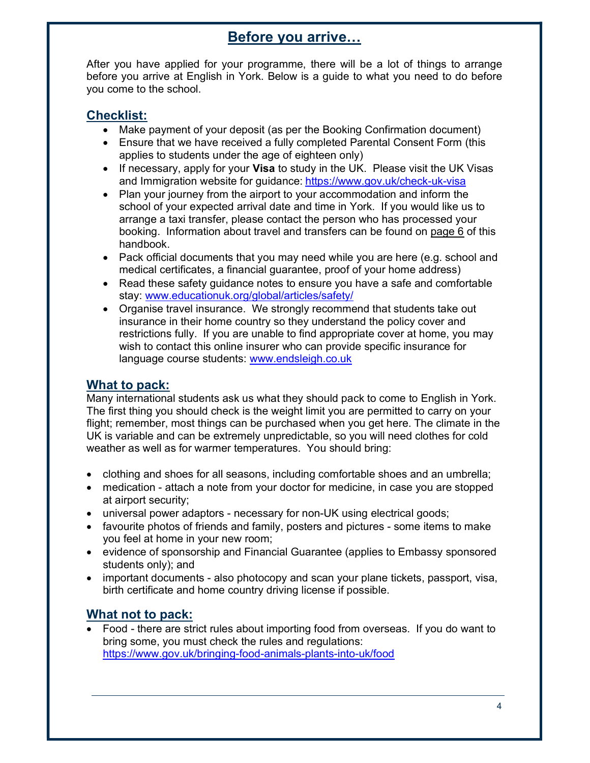# Before you arrive…

After you have applied for your programme, there will be a lot of things to arrange before you arrive at English in York. Below is a guide to what you need to do before you come to the school.

## Checklist:

- Make payment of your deposit (as per the Booking Confirmation document)
- Ensure that we have received a fully completed Parental Consent Form (this applies to students under the age of eighteen only)
- If necessary, apply for your **Visa** to study in the UK. Please visit the UK Visas and Immigration website for guidance: https://www.gov.uk/check-uk-visa
- Plan your journey from the airport to your accommodation and inform the school of your expected arrival date and time in York. If you would like us to arrange a taxi transfer, please contact the person who has processed your booking. Information about travel and transfers can be found on page 6 of this handbook.
- Pack official documents that you may need while you are here (e.g. school and medical certificates, a financial guarantee, proof of your home address)
- Read these safety guidance notes to ensure you have a safe and comfortable stay: www.educationuk.org/global/articles/safety/
- Organise travel insurance. We strongly recommend that students take out insurance in their home country so they understand the policy cover and restrictions fully. If you are unable to find appropriate cover at home, you may wish to contact this online insurer who can provide specific insurance for language course students: www.endsleigh.co.uk

## What to pack:

Many international students ask us what they should pack to come to English in York. The first thing you should check is the weight limit you are permitted to carry on your flight; remember, most things can be purchased when you get here. The climate in the UK is variable and can be extremely unpredictable, so you will need clothes for cold weather as well as for warmer temperatures. You should bring:

- clothing and shoes for all seasons, including comfortable shoes and an umbrella;
- medication - attach a note from your doctor for medicine, in case you are stopped at airport security;
- universal power adaptors - necessary for non-UK using electrical goods;
- favourite photos of friends and family, posters and pictures - some items to make you feel at home in your new room;
- evidence of sponsorship and Financial Guarantee (applies to Embassy sponsored students only); and
- important documents - also photocopy and scan your plane tickets, passport, visa, birth certificate and home country driving license if possible.

## What not to pack:

- Food - there are strict rules about importing food from overseas. If you do want to bring some, you must check the rules and regulations: https://www.gov.uk/bringing-food-animals-plants-into-uk/food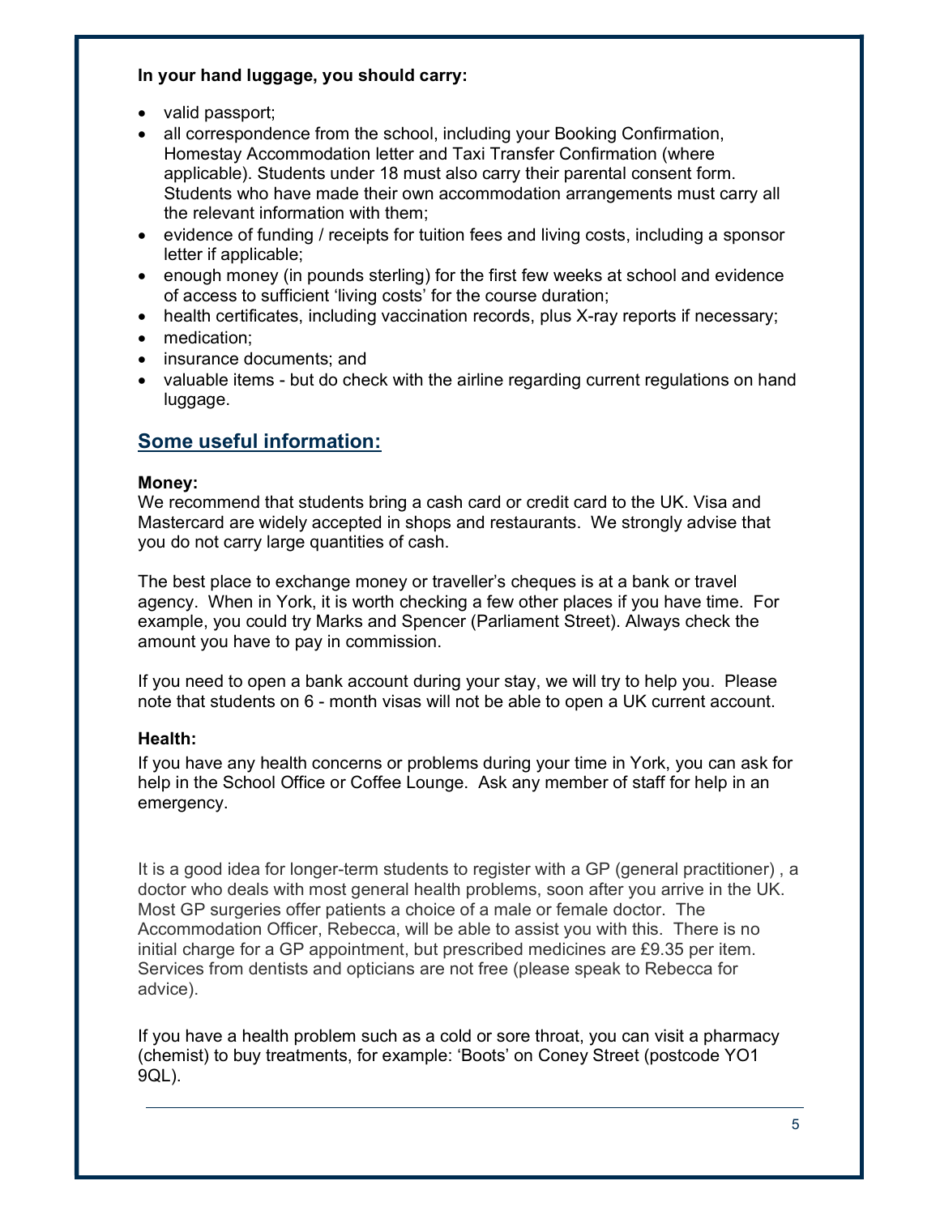**In your hand luggage, you should carry:**

- valid passport;
- all correspondence from the school, including your Booking Confirmation, Homestay Accommodation letter and Taxi Transfer Confirmation (where applicable). Students under 18 must also carry their parental consent form. Students who have made their own accommodation arrangements must carry all the relevant information with them;
- evidence of funding / receipts for tuition fees and living costs, including a sponsor letter if applicable;
- enough money (in pounds sterling) for the first few weeks at school and evidence of access to sufficient 'living costs' for the course duration;
- health certificates, including vaccination records, plus X-ray reports if necessary;
- medication;
- insurance documents; and
- valuable items - but do check with the airline regarding current regulations on hand luggage.

## Some useful information:

**Money:**

We recommend that students bring a cash card or credit card to the UK. Visa and Mastercard are widely accepted in shops and restaurants. We strongly advise that you do not carry large quantities of cash.

The best place to exchange money or traveller's cheques is at a bank or travel agency. When in York, it is worth checking a few other places if you have time. For example, you could try Marks and Spencer (Parliament Street). Always check the amount you have to pay in commission.

If you need to open a bank account during your stay, we will try to help you. Please note that students on 6 - month visas will not be able to open a UK current account.

**Health:**

If you have any health concerns or problems during your time in York, you can ask for help in the School Office or Coffee Lounge. Ask any member of staff for help in an emergency.

It is a good idea for longer-term students to register with a GP (general practitioner) , a doctor who deals with most general health problems, soon after you arrive in the UK. Most GP surgeries offer patients a choice of a male or female doctor. The Accommodation Officer, Rebecca, will be able to assist you with this. There is no initial charge for a GP appointment, but prescribed medicines are £9.35 per item. Services from dentists and opticians are not free (please speak to Rebecca for advice).

If you have a health problem such as a cold or sore throat, you can visit a pharmacy (chemist) to buy treatments, for example: 'Boots' on Coney Street (postcode YO1 9QL).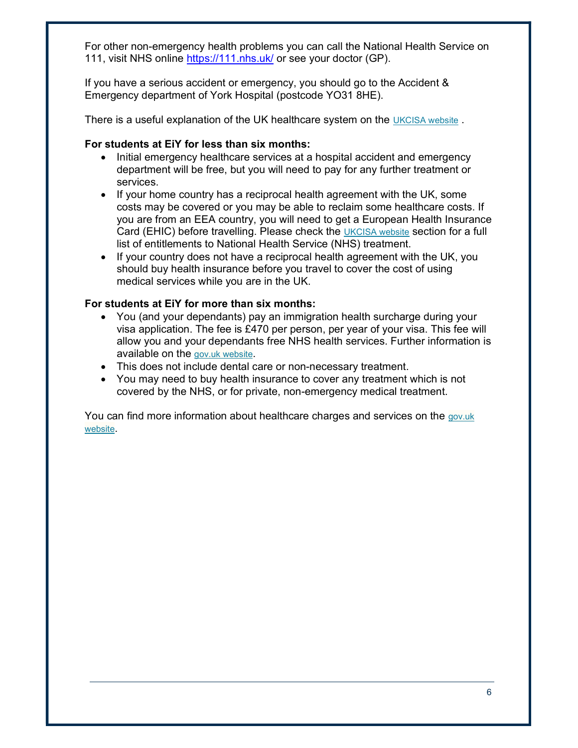For other non-emergency health problems you can call the National Health Service on 111, visit NHS online [https://111.nhs.uk/](https://111.nhs.uk/) or see your doctor (GP).

If you have a serious accident or emergency, you should go to the Accident & Emergency department of York Hospital (postcode YO31 8HE).

There is a useful explanation of the UK healthcare system on the UKCISA website .

**For students at EiY for less than six months:**

- Initial emergency healthcare services at a hospital accident and emergency department will be free, but you will need to pay for any further treatment or services.
- If your home country has a reciprocal health agreement with the UK, some costs may be covered or you may be able to reclaim some healthcare costs. If you are from an EEA country, you will need to get a European Health Insurance Card (EHIC) before travelling. Please check the UKCISA website section for a full list of entitlements to National Health Service (NHS) treatment.
- If your country does not have a reciprocal health agreement with the UK, you should buy health insurance before you travel to cover the cost of using medical services while you are in the UK.

**For students at EiY for more than six months:**

- You (and your dependants) pay an immigration health surcharge during your visa application. The fee is £470 per person, per year of your visa. This fee will allow you and your dependants free NHS health services. Further information is available on the gov.uk website.
- This does not include dental care or non-necessary treatment.
- You may need to buy health insurance to cover any treatment which is not covered by the NHS, or for private, non-emergency medical treatment.

You can find more information about healthcare charges and services on the gov.uk website.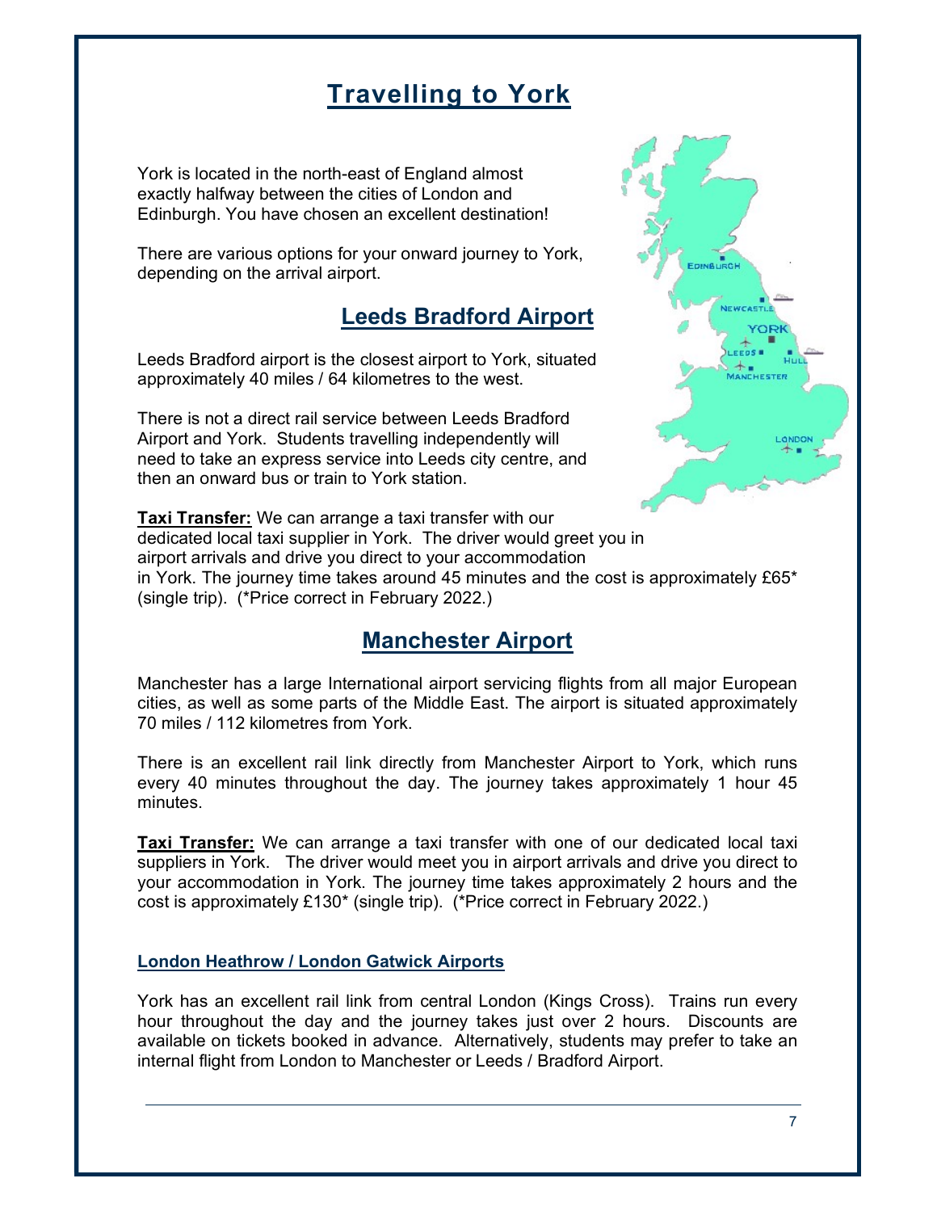# Travelling to York

York is located in the north-east of England almost exactly halfway between the cities of London and Edinburgh. You have chosen an excellent destination!

There are various options for your onward journey to York, depending on the arrival airport.

## Leeds Bradford Airport

Leeds Bradford airport is the closest airport to York, situated approximately 40 miles / 64 kilometres to the west.

There is not a direct rail service between Leeds Bradford Airport and York. Students travelling independently will need to take an express service into Leeds city centre, and then an onward bus or train to York station.

**Taxi Transfer:** We can arrange a taxi transfer with our dedicated local taxi supplier in York. The driver would greet you in airport arrivals and drive you direct to your accommodation in York. The journey time takes around 45 minutes and the cost is approximately £65* (single trip). (*Price correct in February 2022.)

## Manchester Airport

Manchester has a large International airport servicing flights from all major European cities, as well as some parts of the Middle East. The airport is situated approximately 70 miles / 112 kilometres from York.

There is an excellent rail link directly from Manchester Airport to York, which runs every 40 minutes throughout the day. The journey takes approximately 1 hour 45 minutes.

**Taxi Transfer:** We can arrange a taxi transfer with one of our dedicated local taxi suppliers in York. The driver would meet you in airport arrivals and drive you direct to your accommodation in York. The journey time takes approximately 2 hours and the cost is approximately £130* (single trip). (*Price correct in February 2022.)

### London Heathrow / London Gatwick Airports

York has an excellent rail link from central London (Kings Cross). Trains run every hour throughout the day and the journey takes just over 2 hours. Discounts are available on tickets booked in advance. Alternatively, students may prefer to take an internal flight from London to Manchester or Leeds / Bradford Airport.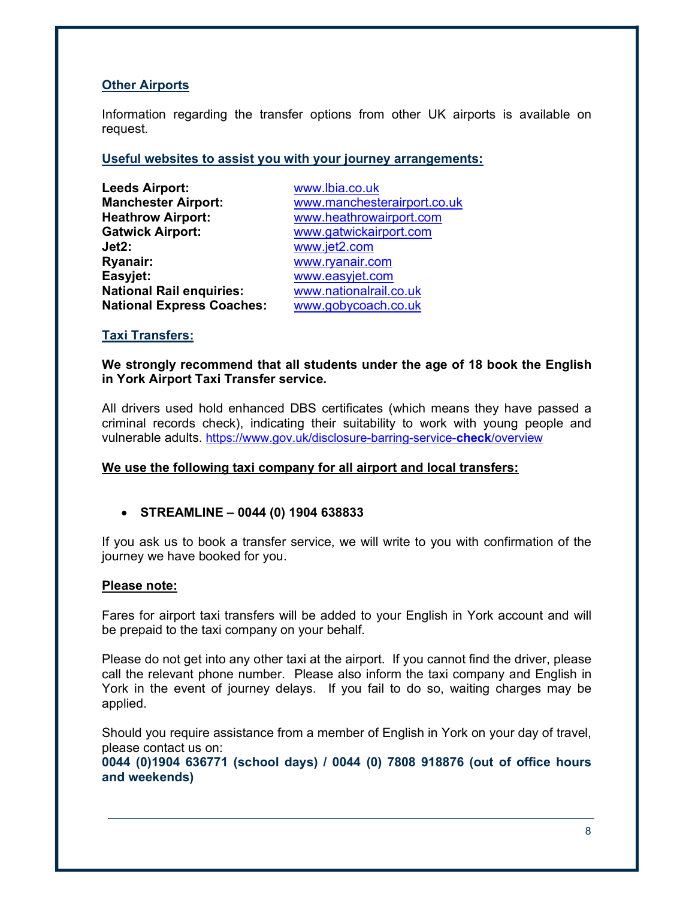## Other Airports

Information regarding the transfer options from other UK airports is available on request.

## Useful websites to assist you with your journey arrangements:

| | |
|---|---|
| **Leeds Airport:** | www.lbia.co.uk |
| **Manchester Airport:** | www.manchesterairport.co.uk |
| **Heathrow Airport:** | www.heathrowairport.com |
| **Gatwick Airport:** | www.gatwickairport.com |
| **Jet2:** | www.jet2.com |
| **Ryanair:** | www.ryanair.com |
| **Easyjet:** | www.easyjet.com |
| **National Rail enquiries:** | www.nationalrail.co.uk |
| **National Express Coaches:** | www.gobycoach.co.uk |

## Taxi Transfers:

**We strongly recommend that all students under the age of 18 book the English in York Airport Taxi Transfer service.**

All drivers used hold enhanced DBS certificates (which means they have passed a criminal records check), indicating their suitability to work with young people and vulnerable adults. https://www.gov.uk/disclosure-barring-service-**check**/overview

**We use the following taxi company for all airport and local transfers:**

- **STREAMLINE – 0044 (0) 1904 638833**

If you ask us to book a transfer service, we will write to you with confirmation of the journey we have booked for you.

**Please note:**

Fares for airport taxi transfers will be added to your English in York account and will be prepaid to the taxi company on your behalf.

Please do not get into any other taxi at the airport. If you cannot find the driver, please call the relevant phone number. Please also inform the taxi company and English in York in the event of journey delays. If you fail to do so, waiting charges may be applied.

Should you require assistance from a member of English in York on your day of travel, please contact us on:
**0044 (0)1904 636771 (school days) / 0044 (0) 7808 918876 (out of office hours and weekends)**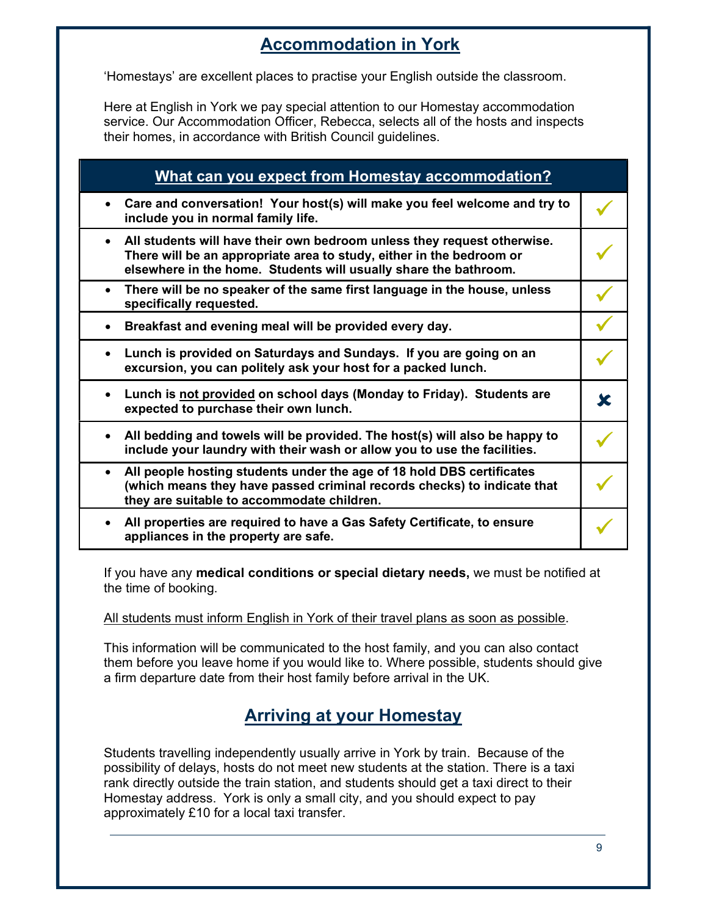## Accommodation in York

'Homestays' are excellent places to practise your English outside the classroom.

Here at English in York we pay special attention to our Homestay accommodation service. Our Accommodation Officer, Rebecca, selects all of the hosts and inspects their homes, in accordance with British Council guidelines.

| What can you expect from Homestay accommodation? | |
|---|---|
| • **Care and conversation! Your host(s) will make you feel welcome and try to include you in normal family life.** | ✓ |
| • **All students will have their own bedroom unless they request otherwise. There will be an appropriate area to study, either in the bedroom or elsewhere in the home. Students will usually share the bathroom.** | ✓ |
| • **There will be no speaker of the same first language in the house, unless specifically requested.** | ✓ |
| • **Breakfast and evening meal will be provided every day.** | ✓ |
| • **Lunch is provided on Saturdays and Sundays. If you are going on an excursion, you can politely ask your host for a packed lunch.** | ✓ |
| • **Lunch is not provided on school days (Monday to Friday). Students are expected to purchase their own lunch.** | ✗ |
| • **All bedding and towels will be provided. The host(s) will also be happy to include your laundry with their wash or allow you to use the facilities.** | ✓ |
| • **All people hosting students under the age of 18 hold DBS certificates (which means they have passed criminal records checks) to indicate that they are suitable to accommodate children.** | ✓ |
| • **All properties are required to have a Gas Safety Certificate, to ensure appliances in the property are safe.** | ✓ |

If you have any **medical conditions or special dietary needs,** we must be notified at the time of booking.

All students must inform English in York of their travel plans as soon as possible.

This information will be communicated to the host family, and you can also contact them before you leave home if you would like to. Where possible, students should give a firm departure date from their host family before arrival in the UK.

## Arriving at your Homestay

Students travelling independently usually arrive in York by train. Because of the possibility of delays, hosts do not meet new students at the station. There is a taxi rank directly outside the train station, and students should get a taxi direct to their Homestay address. York is only a small city, and you should expect to pay approximately £10 for a local taxi transfer.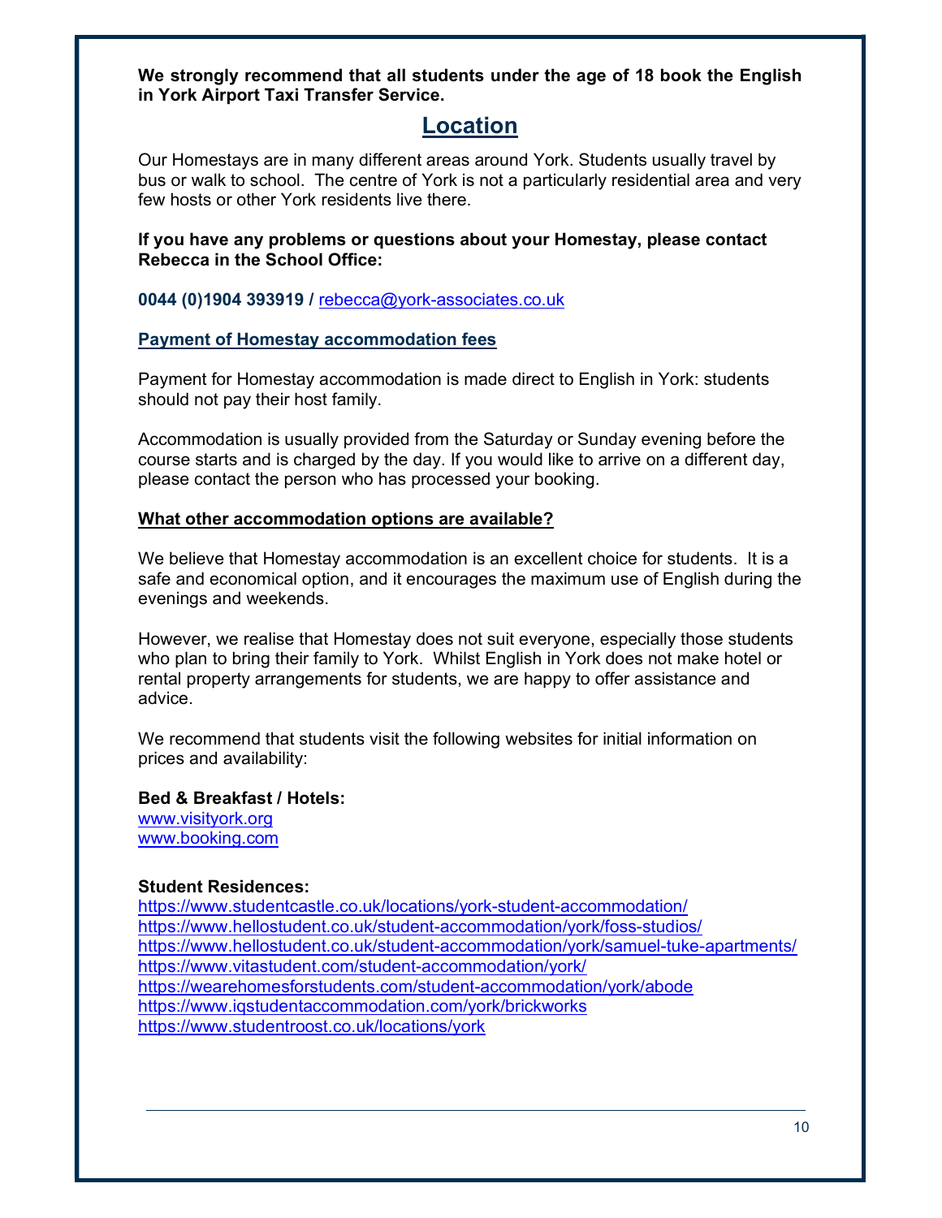**We strongly recommend that all students under the age of 18 book the English in York Airport Taxi Transfer Service.**

## Location

Our Homestays are in many different areas around York. Students usually travel by bus or walk to school. The centre of York is not a particularly residential area and very few hosts or other York residents live there.

**If you have any problems or questions about your Homestay, please contact Rebecca in the School Office:**

**0044 (0)1904 393919 /** rebecca@york-associates.co.uk

### Payment of Homestay accommodation fees

Payment for Homestay accommodation is made direct to English in York: students should not pay their host family.

Accommodation is usually provided from the Saturday or Sunday evening before the course starts and is charged by the day. If you would like to arrive on a different day, please contact the person who has processed your booking.

### What other accommodation options are available?

We believe that Homestay accommodation is an excellent choice for students. It is a safe and economical option, and it encourages the maximum use of English during the evenings and weekends.

However, we realise that Homestay does not suit everyone, especially those students who plan to bring their family to York. Whilst English in York does not make hotel or rental property arrangements for students, we are happy to offer assistance and advice.

We recommend that students visit the following websites for initial information on prices and availability:

**Bed & Breakfast / Hotels:**
www.visityork.org
www.booking.com

**Student Residences:**
https://www.studentcastle.co.uk/locations/york-student-accommodation/
https://www.hellostudent.co.uk/student-accommodation/york/foss-studios/
https://www.hellostudent.co.uk/student-accommodation/york/samuel-tuke-apartments/
https://www.vitastudent.com/student-accommodation/york/
https://wearehomesforstudents.com/student-accommodation/york/abode
https://www.iqstudentaccommodation.com/york/brickworks
https://www.studentroost.co.uk/locations/york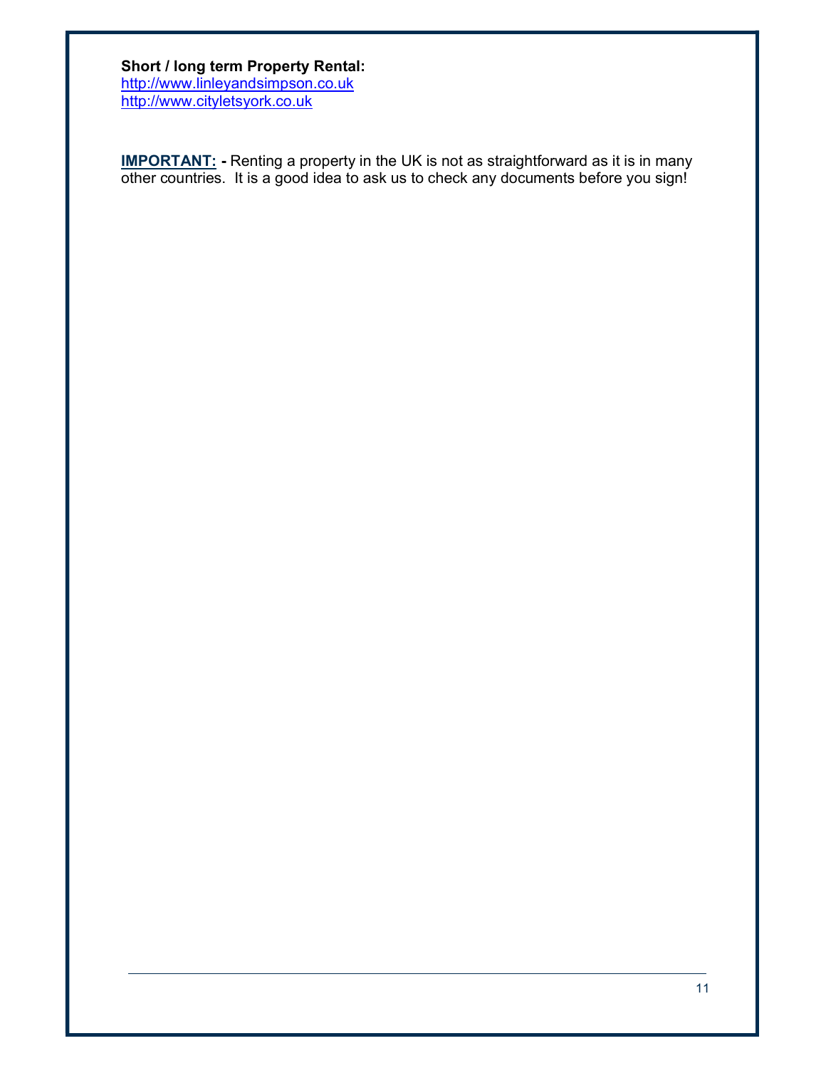**Short / long term Property Rental:**
http://www.linleyandsimpson.co.uk
http://www.cityletsyork.co.uk

**IMPORTANT: -** Renting a property in the UK is not as straightforward as it is in many other countries. It is a good idea to ask us to check any documents before you sign!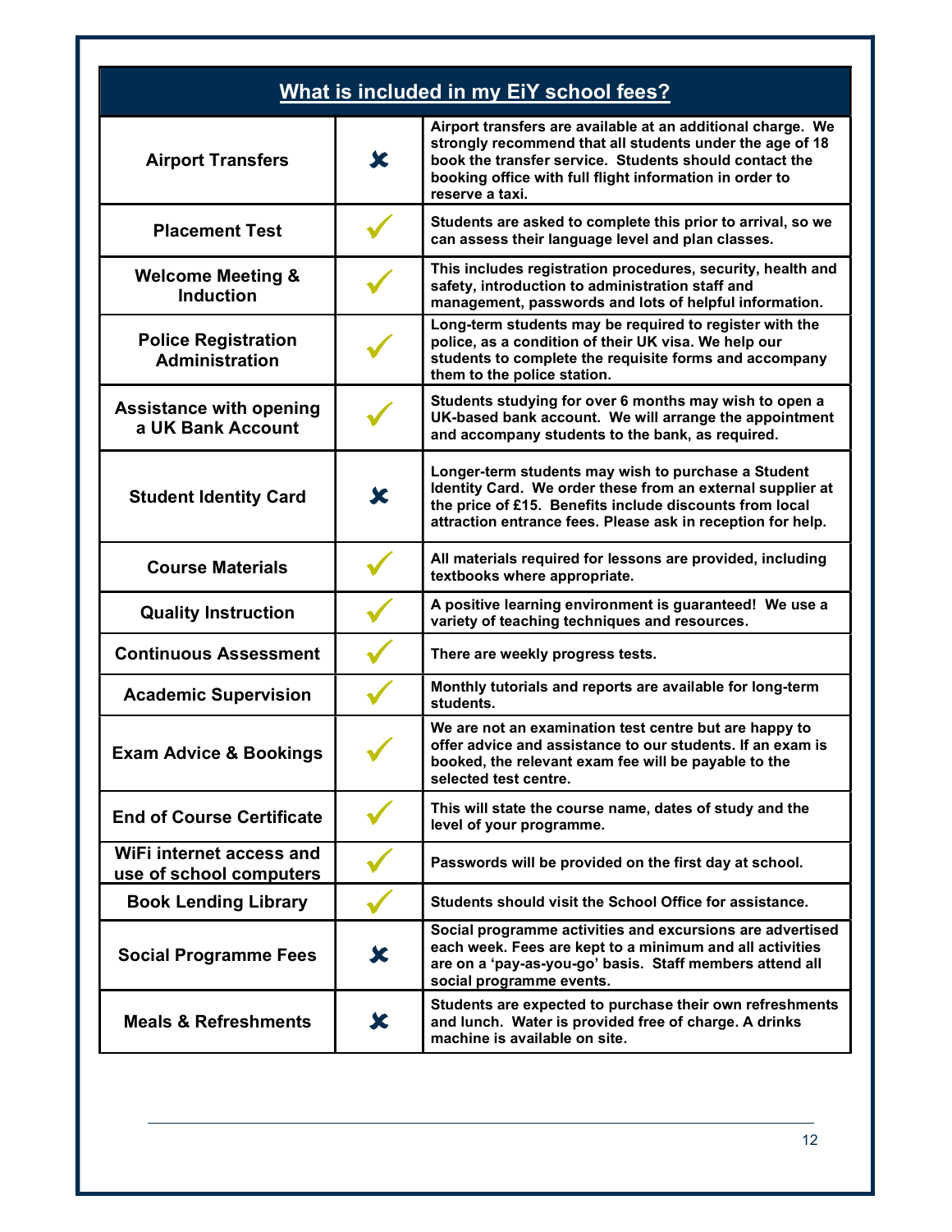| What is included in my EiY school fees? | | |
|---|---|---|
| **Airport Transfers** | ✘ | Airport transfers are available at an additional charge. We strongly recommend that all students under the age of 18 book the transfer service. Students should contact the booking office with full flight information in order to reserve a taxi. |
| **Placement Test** | ✓ | Students are asked to complete this prior to arrival, so we can assess their language level and plan classes. |
| **Welcome Meeting & Induction** | ✓ | This includes registration procedures, security, health and safety, introduction to administration staff and management, passwords and lots of helpful information. |
| **Police Registration Administration** | ✓ | Long-term students may be required to register with the police, as a condition of their UK visa. We help our students to complete the requisite forms and accompany them to the police station. |
| **Assistance with opening a UK Bank Account** | ✓ | Students studying for over 6 months may wish to open a UK-based bank account. We will arrange the appointment and accompany students to the bank, as required. |
| **Student Identity Card** | ✘ | Longer-term students may wish to purchase a Student Identity Card. We order these from an external supplier at the price of £15. Benefits include discounts from local attraction entrance fees. Please ask in reception for help. |
| **Course Materials** | ✓ | All materials required for lessons are provided, including textbooks where appropriate. |
| **Quality Instruction** | ✓ | A positive learning environment is guaranteed! We use a variety of teaching techniques and resources. |
| **Continuous Assessment** | ✓ | There are weekly progress tests. |
| **Academic Supervision** | ✓ | Monthly tutorials and reports are available for long-term students. |
| **Exam Advice & Bookings** | ✓ | We are not an examination test centre but are happy to offer advice and assistance to our students. If an exam is booked, the relevant exam fee will be payable to the selected test centre. |
| **End of Course Certificate** | ✓ | This will state the course name, dates of study and the level of your programme. |
| **WiFi internet access and use of school computers** | ✓ | Passwords will be provided on the first day at school. |
| **Book Lending Library** | ✓ | Students should visit the School Office for assistance. |
| **Social Programme Fees** | ✘ | Social programme activities and excursions are advertised each week. Fees are kept to a minimum and all activities are on a 'pay-as-you-go' basis. Staff members attend all social programme events. |
| **Meals & Refreshments** | ✘ | Students are expected to purchase their own refreshments and lunch. Water is provided free of charge. A drinks machine is available on site. |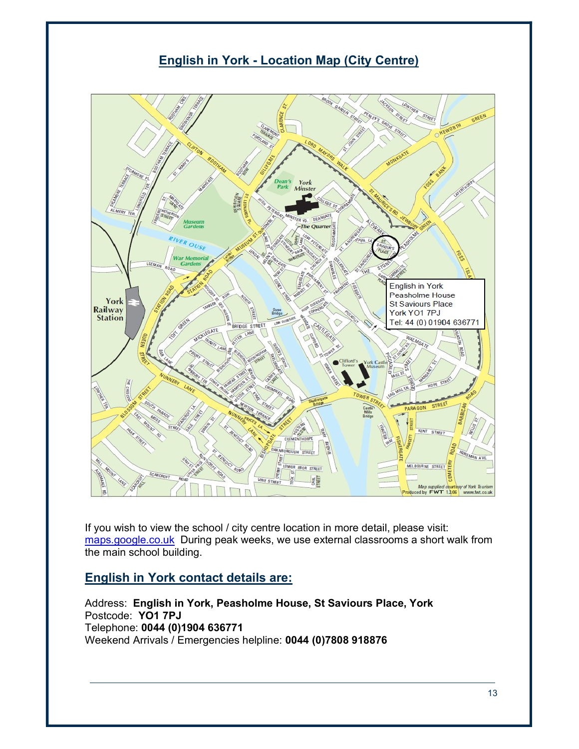## English in York - Location Map (City Centre)

If you wish to view the school / city centre location in more detail, please visit: maps.google.co.uk During peak weeks, we use external classrooms a short walk from the main school building.

## English in York contact details are:

Address: **English in York, Peasholme House, St Saviours Place, York**
Postcode: **YO1 7PJ**
Telephone: **0044 (0)1904 636771**
Weekend Arrivals / Emergencies helpline: **0044 (0)7808 918876**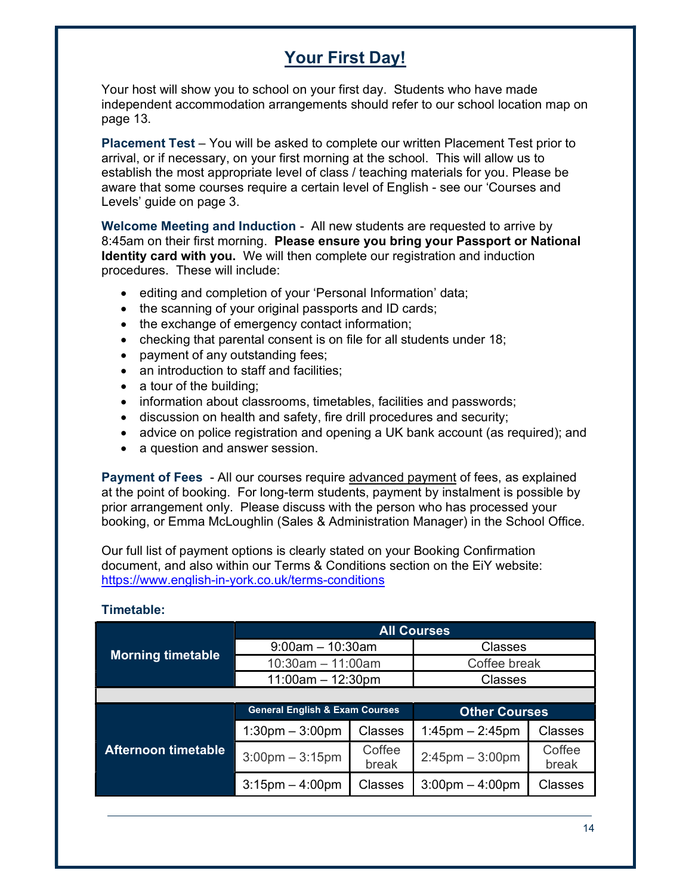# Your First Day!

Your host will show you to school on your first day. Students who have made independent accommodation arrangements should refer to our school location map on page 13.

**Placement Test** – You will be asked to complete our written Placement Test prior to arrival, or if necessary, on your first morning at the school. This will allow us to establish the most appropriate level of class / teaching materials for you. Please be aware that some courses require a certain level of English - see our 'Courses and Levels' guide on page 3.

**Welcome Meeting and Induction** - All new students are requested to arrive by 8:45am on their first morning. **Please ensure you bring your Passport or National Identity card with you.** We will then complete our registration and induction procedures. These will include:

- editing and completion of your 'Personal Information' data;
- the scanning of your original passports and ID cards;
- the exchange of emergency contact information;
- checking that parental consent is on file for all students under 18;
- payment of any outstanding fees;
- an introduction to staff and facilities;
- a tour of the building;
- information about classrooms, timetables, facilities and passwords;
- discussion on health and safety, fire drill procedures and security;
- advice on police registration and opening a UK bank account (as required); and
- a question and answer session.

**Payment of Fees** - All our courses require advanced payment of fees, as explained at the point of booking. For long-term students, payment by instalment is possible by prior arrangement only. Please discuss with the person who has processed your booking, or Emma McLoughlin (Sales & Administration Manager) in the School Office.

Our full list of payment options is clearly stated on your Booking Confirmation document, and also within our Terms & Conditions section on the EiY website: https://www.english-in-york.co.uk/terms-conditions

**Timetable:**

| | All Courses | | | |
|---|---|---|---|---|
| **Morning timetable** | 9:00am – 10:30am | | Classes | |
| | 10:30am – 11:00am | | Coffee break | |
| | 11:00am – 12:30pm | | Classes | |
| | **General English & Exam Courses** | | **Other Courses** | |
| **Afternoon timetable** | 1:30pm – 3:00pm | Classes | 1:45pm – 2:45pm | Classes |
| | 3:00pm – 3:15pm | Coffee break | 2:45pm – 3:00pm | Coffee break |
| | 3:15pm – 4:00pm | Classes | 3:00pm – 4:00pm | Classes |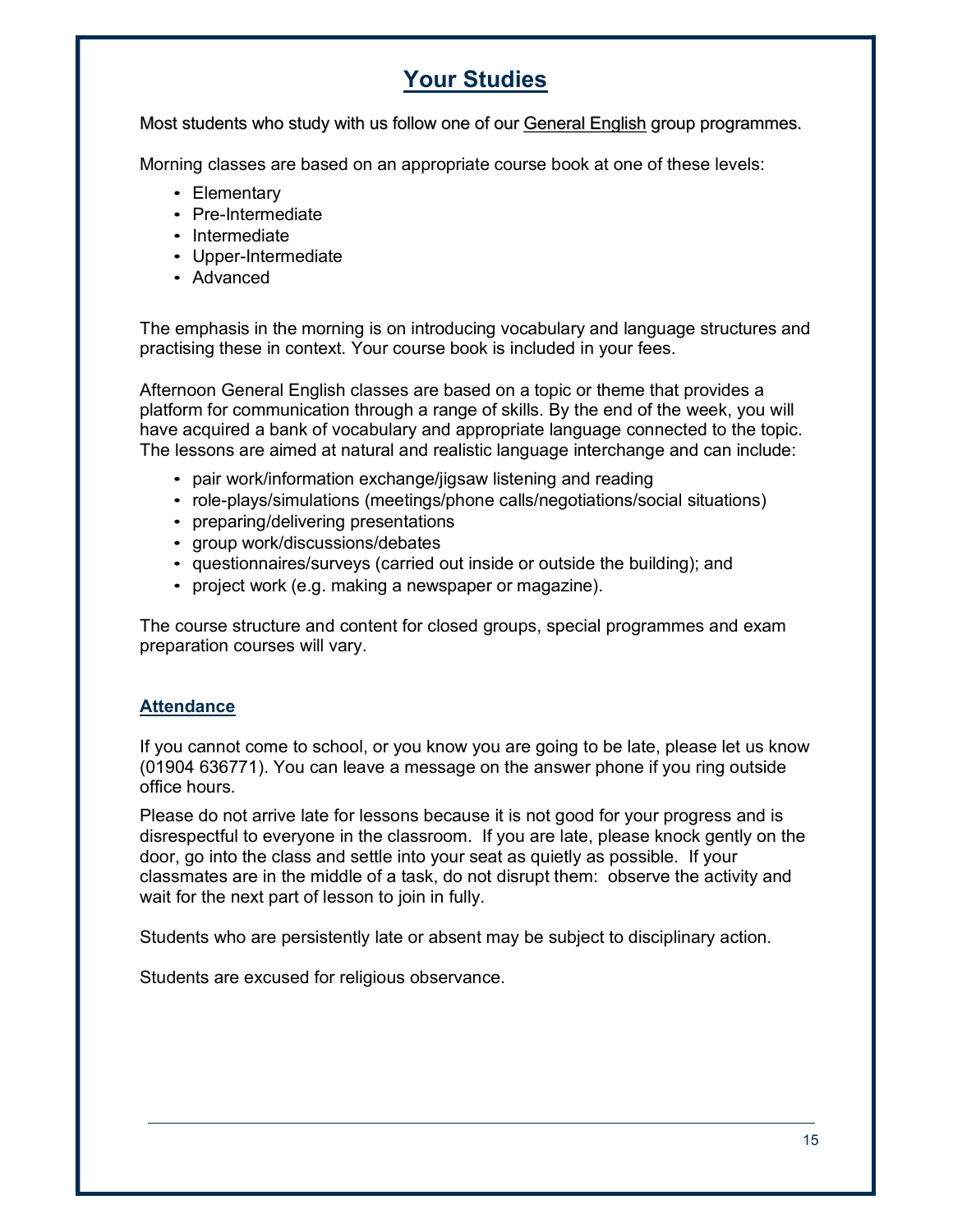# Your Studies

Most students who study with us follow one of our General English group programmes.

Morning classes are based on an appropriate course book at one of these levels:

- Elementary
- Pre-Intermediate
- Intermediate
- Upper-Intermediate
- Advanced

The emphasis in the morning is on introducing vocabulary and language structures and practising these in context. Your course book is included in your fees.

Afternoon General English classes are based on a topic or theme that provides a platform for communication through a range of skills. By the end of the week, you will have acquired a bank of vocabulary and appropriate language connected to the topic. The lessons are aimed at natural and realistic language interchange and can include:

- pair work/information exchange/jigsaw listening and reading
- role-plays/simulations (meetings/phone calls/negotiations/social situations)
- preparing/delivering presentations
- group work/discussions/debates
- questionnaires/surveys (carried out inside or outside the building); and
- project work (e.g. making a newspaper or magazine).

The course structure and content for closed groups, special programmes and exam preparation courses will vary.

## Attendance

If you cannot come to school, or you know you are going to be late, please let us know (01904 636771). You can leave a message on the answer phone if you ring outside office hours.

Please do not arrive late for lessons because it is not good for your progress and is disrespectful to everyone in the classroom. If you are late, please knock gently on the door, go into the class and settle into your seat as quietly as possible. If your classmates are in the middle of a task, do not disrupt them: observe the activity and wait for the next part of lesson to join in fully.

Students who are persistently late or absent may be subject to disciplinary action.

Students are excused for religious observance.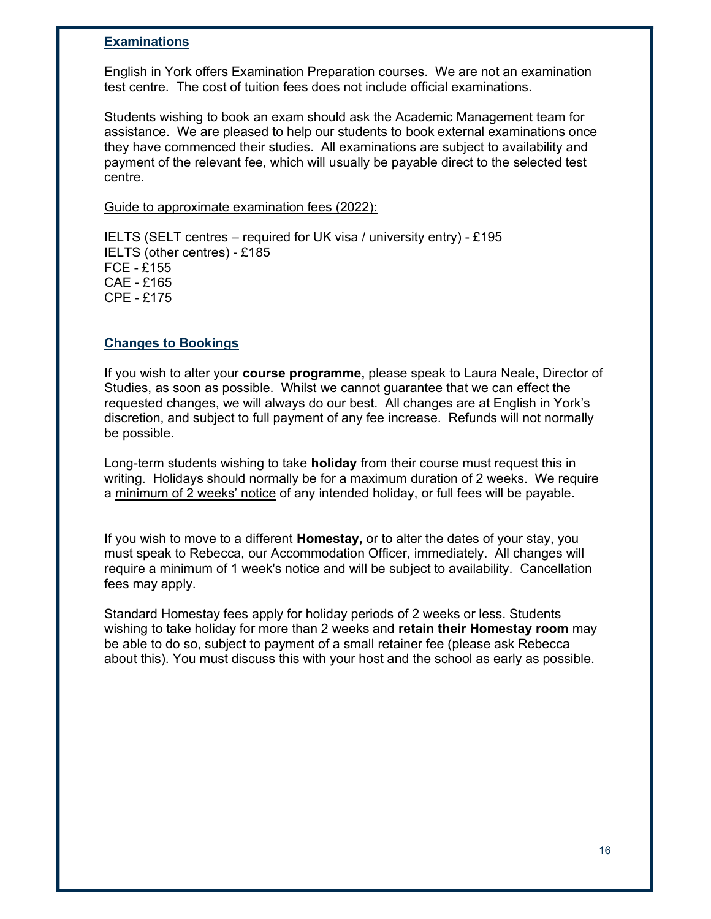## Examinations

English in York offers Examination Preparation courses. We are not an examination test centre. The cost of tuition fees does not include official examinations.

Students wishing to book an exam should ask the Academic Management team for assistance. We are pleased to help our students to book external examinations once they have commenced their studies. All examinations are subject to availability and payment of the relevant fee, which will usually be payable direct to the selected test centre.

Guide to approximate examination fees (2022):

IELTS (SELT centres – required for UK visa / university entry) - £195
IELTS (other centres) - £185
FCE - £155
CAE - £165
CPE - £175

## Changes to Bookings

If you wish to alter your **course programme,** please speak to Laura Neale, Director of Studies, as soon as possible. Whilst we cannot guarantee that we can effect the requested changes, we will always do our best. All changes are at English in York's discretion, and subject to full payment of any fee increase. Refunds will not normally be possible.

Long-term students wishing to take **holiday** from their course must request this in writing. Holidays should normally be for a maximum duration of 2 weeks. We require a minimum of 2 weeks' notice of any intended holiday, or full fees will be payable.

If you wish to move to a different **Homestay,** or to alter the dates of your stay, you must speak to Rebecca, our Accommodation Officer, immediately. All changes will require a minimum of 1 week's notice and will be subject to availability. Cancellation fees may apply.

Standard Homestay fees apply for holiday periods of 2 weeks or less. Students wishing to take holiday for more than 2 weeks and **retain their Homestay room** may be able to do so, subject to payment of a small retainer fee (please ask Rebecca about this). You must discuss this with your host and the school as early as possible.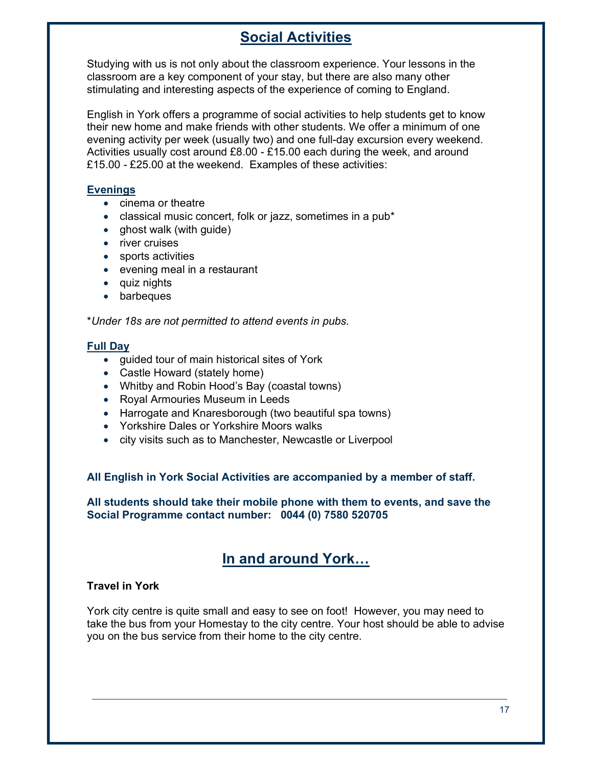# Social Activities

Studying with us is not only about the classroom experience. Your lessons in the classroom are a key component of your stay, but there are also many other stimulating and interesting aspects of the experience of coming to England.

English in York offers a programme of social activities to help students get to know their new home and make friends with other students. We offer a minimum of one evening activity per week (usually two) and one full-day excursion every weekend. Activities usually cost around £8.00 - £15.00 each during the week, and around £15.00 - £25.00 at the weekend. Examples of these activities:

### Evenings

- cinema or theatre
- classical music concert, folk or jazz, sometimes in a pub*
- ghost walk (with guide)
- river cruises
- sports activities
- evening meal in a restaurant
- quiz nights
- barbeques

**Under 18s are not permitted to attend events in pubs.*

### Full Day

- guided tour of main historical sites of York
- Castle Howard (stately home)
- Whitby and Robin Hood's Bay (coastal towns)
- Royal Armouries Museum in Leeds
- Harrogate and Knaresborough (two beautiful spa towns)
- Yorkshire Dales or Yorkshire Moors walks
- city visits such as to Manchester, Newcastle or Liverpool

**All English in York Social Activities are accompanied by a member of staff.**

**All students should take their mobile phone with them to events, and save the Social Programme contact number: 0044 (0) 7580 520705**

# In and around York…

**Travel in York**

York city centre is quite small and easy to see on foot! However, you may need to take the bus from your Homestay to the city centre. Your host should be able to advise you on the bus service from their home to the city centre.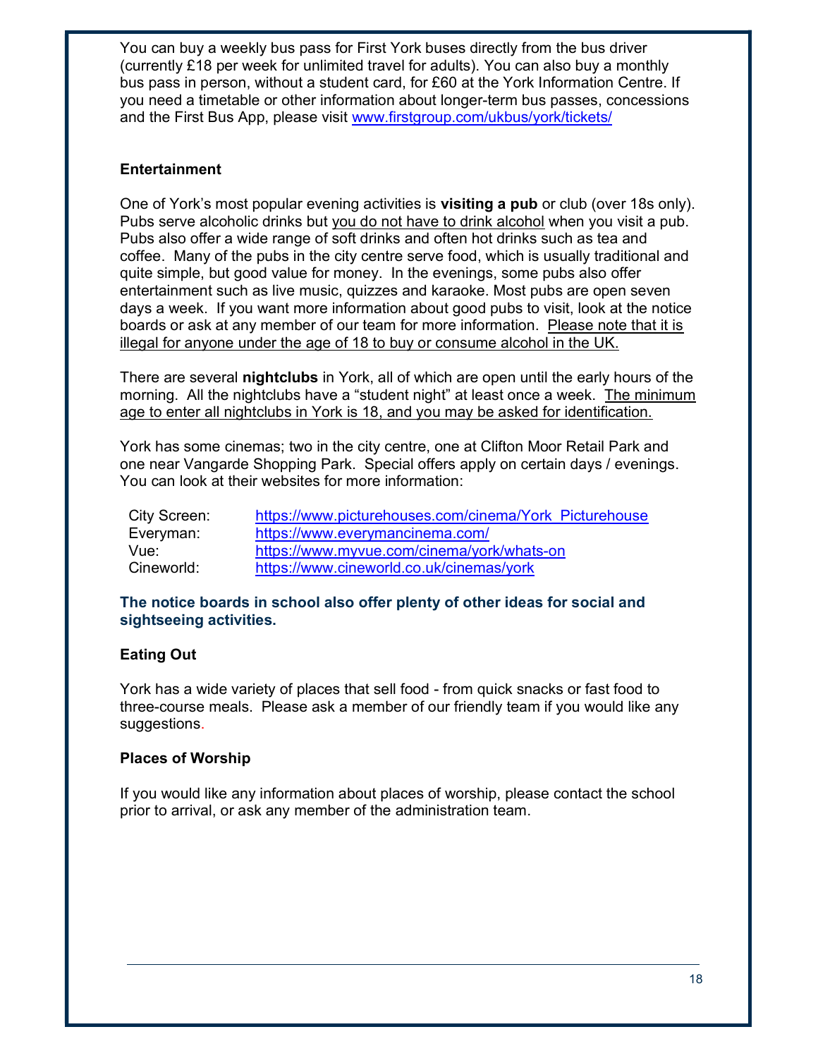You can buy a weekly bus pass for First York buses directly from the bus driver (currently £18 per week for unlimited travel for adults). You can also buy a monthly bus pass in person, without a student card, for £60 at the York Information Centre. If you need a timetable or other information about longer-term bus passes, concessions and the First Bus App, please visit [www.firstgroup.com/ukbus/york/tickets/](www.firstgroup.com/ukbus/york/tickets/)

### Entertainment

One of York's most popular evening activities is **visiting a pub** or club (over 18s only). Pubs serve alcoholic drinks but <u>you do not have to drink alcohol</u> when you visit a pub. Pubs also offer a wide range of soft drinks and often hot drinks such as tea and coffee. Many of the pubs in the city centre serve food, which is usually traditional and quite simple, but good value for money. In the evenings, some pubs also offer entertainment such as live music, quizzes and karaoke. Most pubs are open seven days a week. If you want more information about good pubs to visit, look at the notice boards or ask at any member of our team for more information. <u>Please note that it is illegal for anyone under the age of 18 to buy or consume alcohol in the UK.</u>

There are several **nightclubs** in York, all of which are open until the early hours of the morning. All the nightclubs have a "student night" at least once a week. <u>The minimum age to enter all nightclubs in York is 18, and you may be asked for identification.</u>

York has some cinemas; two in the city centre, one at Clifton Moor Retail Park and one near Vangarde Shopping Park. Special offers apply on certain days / evenings. You can look at their websites for more information:

| | |
|---|---|
| City Screen: | https://www.picturehouses.com/cinema/York_Picturehouse |
| Everyman: | https://www.everymancinema.com/ |
| Vue: | https://www.myvue.com/cinema/york/whats-on |
| Cineworld: | https://www.cineworld.co.uk/cinemas/york |

**The notice boards in school also offer plenty of other ideas for social and sightseeing activities.**

### Eating Out

York has a wide variety of places that sell food - from quick snacks or fast food to three-course meals. Please ask a member of our friendly team if you would like any suggestions.

### Places of Worship

If you would like any information about places of worship, please contact the school prior to arrival, or ask any member of the administration team.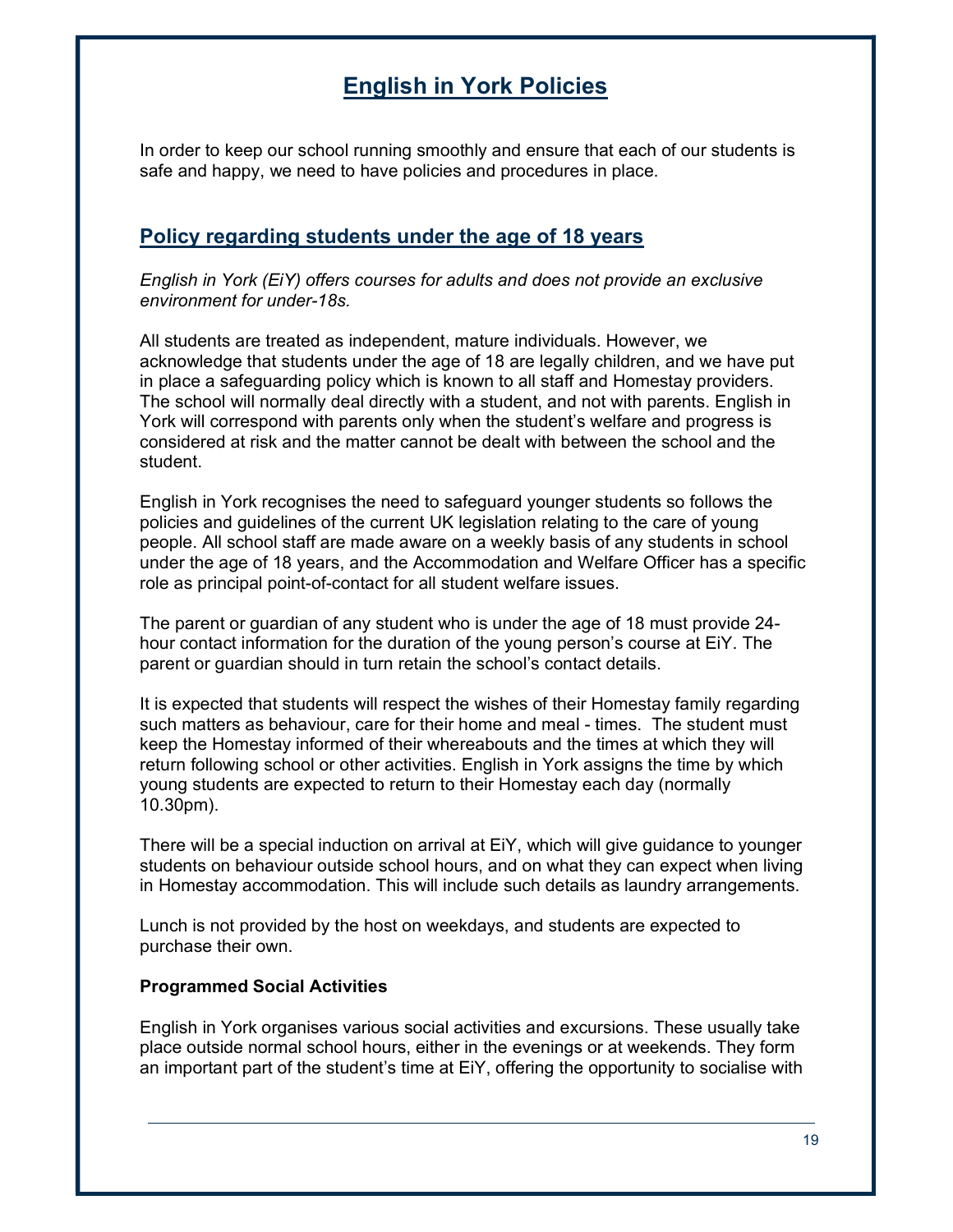# English in York Policies

In order to keep our school running smoothly and ensure that each of our students is safe and happy, we need to have policies and procedures in place.

## Policy regarding students under the age of 18 years

*English in York (EiY) offers courses for adults and does not provide an exclusive environment for under-18s.*

All students are treated as independent, mature individuals. However, we acknowledge that students under the age of 18 are legally children, and we have put in place a safeguarding policy which is known to all staff and Homestay providers. The school will normally deal directly with a student, and not with parents. English in York will correspond with parents only when the student's welfare and progress is considered at risk and the matter cannot be dealt with between the school and the student.

English in York recognises the need to safeguard younger students so follows the policies and guidelines of the current UK legislation relating to the care of young people. All school staff are made aware on a weekly basis of any students in school under the age of 18 years, and the Accommodation and Welfare Officer has a specific role as principal point-of-contact for all student welfare issues.

The parent or guardian of any student who is under the age of 18 must provide 24-hour contact information for the duration of the young person's course at EiY. The parent or guardian should in turn retain the school's contact details.

It is expected that students will respect the wishes of their Homestay family regarding such matters as behaviour, care for their home and meal - times. The student must keep the Homestay informed of their whereabouts and the times at which they will return following school or other activities. English in York assigns the time by which young students are expected to return to their Homestay each day (normally 10.30pm).

There will be a special induction on arrival at EiY, which will give guidance to younger students on behaviour outside school hours, and on what they can expect when living in Homestay accommodation. This will include such details as laundry arrangements.

Lunch is not provided by the host on weekdays, and students are expected to purchase their own.

**Programmed Social Activities**

English in York organises various social activities and excursions. These usually take place outside normal school hours, either in the evenings or at weekends. They form an important part of the student's time at EiY, offering the opportunity to socialise with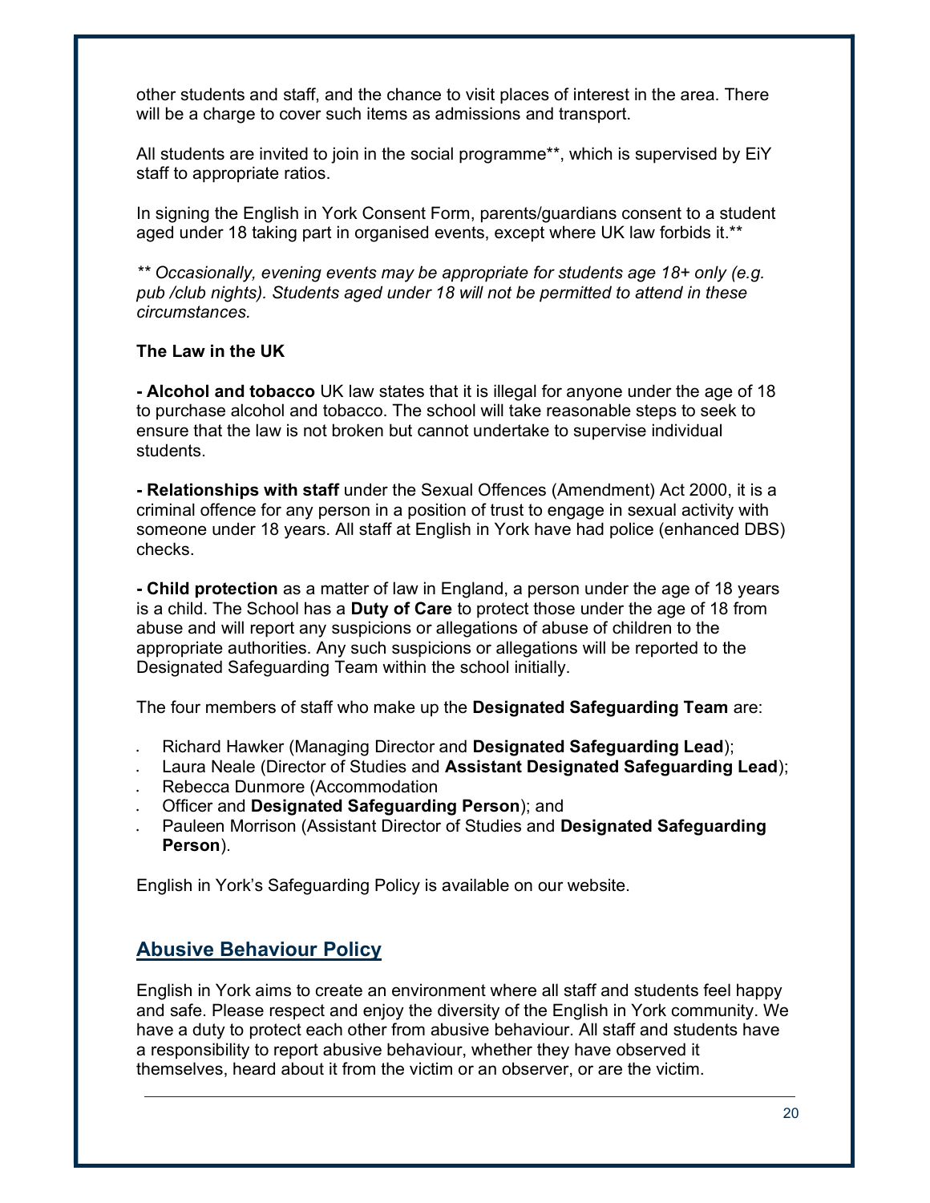other students and staff, and the chance to visit places of interest in the area. There will be a charge to cover such items as admissions and transport.

All students are invited to join in the social programme**, which is supervised by EiY staff to appropriate ratios.

In signing the English in York Consent Form, parents/guardians consent to a student aged under 18 taking part in organised events, except where UK law forbids it.**

*** Occasionally, evening events may be appropriate for students age 18+ only (e.g. pub /club nights). Students aged under 18 will not be permitted to attend in these circumstances.*

**The Law in the UK**

**- Alcohol and tobacco** UK law states that it is illegal for anyone under the age of 18 to purchase alcohol and tobacco. The school will take reasonable steps to seek to ensure that the law is not broken but cannot undertake to supervise individual students.

**- Relationships with staff** under the Sexual Offences (Amendment) Act 2000, it is a criminal offence for any person in a position of trust to engage in sexual activity with someone under 18 years. All staff at English in York have had police (enhanced DBS) checks.

**- Child protection** as a matter of law in England, a person under the age of 18 years is a child. The School has a **Duty of Care** to protect those under the age of 18 from abuse and will report any suspicions or allegations of abuse of children to the appropriate authorities. Any such suspicions or allegations will be reported to the Designated Safeguarding Team within the school initially.

The four members of staff who make up the **Designated Safeguarding Team** are:

- Richard Hawker (Managing Director and **Designated Safeguarding Lead**);
- Laura Neale (Director of Studies and **Assistant Designated Safeguarding Lead**);
- Rebecca Dunmore (Accommodation
- Officer and **Designated Safeguarding Person**); and
- Pauleen Morrison (Assistant Director of Studies and **Designated Safeguarding Person**).

English in York's Safeguarding Policy is available on our website.

## Abusive Behaviour Policy

English in York aims to create an environment where all staff and students feel happy and safe. Please respect and enjoy the diversity of the English in York community. We have a duty to protect each other from abusive behaviour. All staff and students have a responsibility to report abusive behaviour, whether they have observed it themselves, heard about it from the victim or an observer, or are the victim.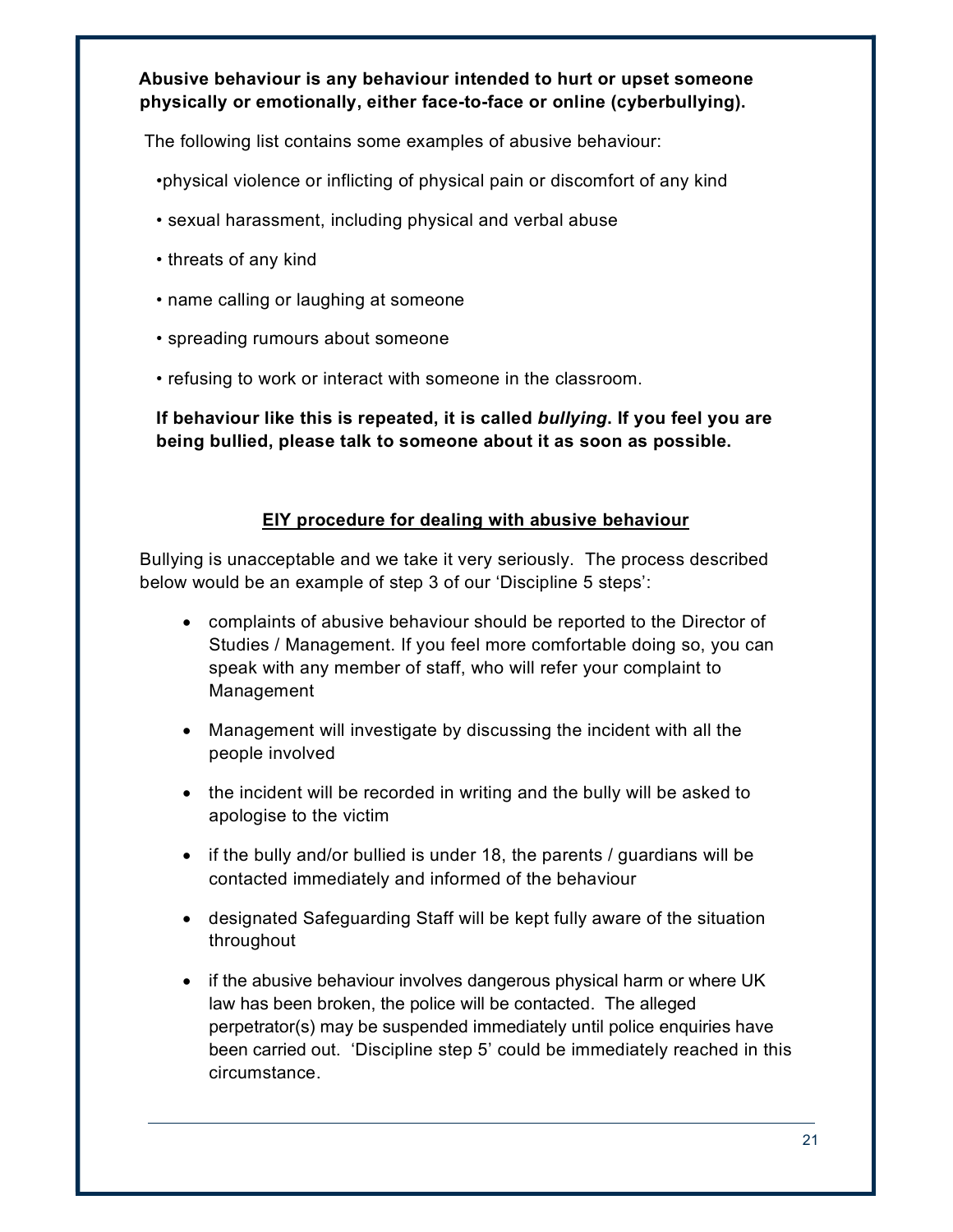**Abusive behaviour is any behaviour intended to hurt or upset someone physically or emotionally, either face-to-face or online (cyberbullying).**

The following list contains some examples of abusive behaviour:

- physical violence or inflicting of physical pain or discomfort of any kind
- sexual harassment, including physical and verbal abuse
- threats of any kind
- name calling or laughing at someone
- spreading rumours about someone
- refusing to work or interact with someone in the classroom.

**If behaviour like this is repeated, it is called *bullying*. If you feel you are being bullied, please talk to someone about it as soon as possible.**

## <u>EIY procedure for dealing with abusive behaviour</u>

Bullying is unacceptable and we take it very seriously. The process described below would be an example of step 3 of our 'Discipline 5 steps':

- complaints of abusive behaviour should be reported to the Director of Studies / Management. If you feel more comfortable doing so, you can speak with any member of staff, who will refer your complaint to Management
- Management will investigate by discussing the incident with all the people involved
- the incident will be recorded in writing and the bully will be asked to apologise to the victim
- if the bully and/or bullied is under 18, the parents / guardians will be contacted immediately and informed of the behaviour
- designated Safeguarding Staff will be kept fully aware of the situation throughout
- if the abusive behaviour involves dangerous physical harm or where UK law has been broken, the police will be contacted. The alleged perpetrator(s) may be suspended immediately until police enquiries have been carried out. 'Discipline step 5' could be immediately reached in this circumstance.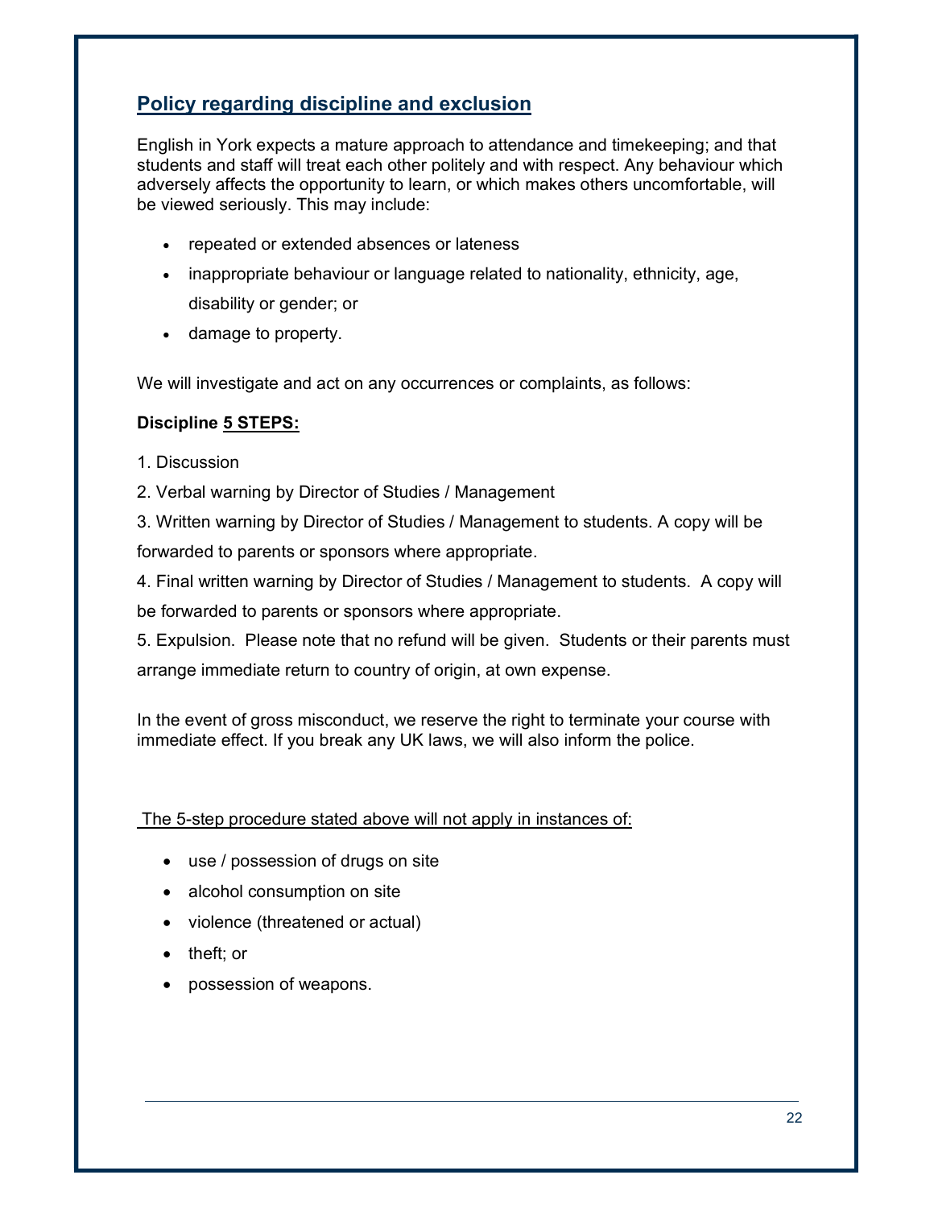## Policy regarding discipline and exclusion

English in York expects a mature approach to attendance and timekeeping; and that students and staff will treat each other politely and with respect. Any behaviour which adversely affects the opportunity to learn, or which makes others uncomfortable, will be viewed seriously. This may include:

- repeated or extended absences or lateness
- inappropriate behaviour or language related to nationality, ethnicity, age, disability or gender; or
- damage to property.

We will investigate and act on any occurrences or complaints, as follows:

**Discipline <u>5 STEPS:</u>**

1. Discussion
2. Verbal warning by Director of Studies / Management
3. Written warning by Director of Studies / Management to students. A copy will be forwarded to parents or sponsors where appropriate.
4. Final written warning by Director of Studies / Management to students. A copy will be forwarded to parents or sponsors where appropriate.
5. Expulsion. Please note that no refund will be given. Students or their parents must arrange immediate return to country of origin, at own expense.

In the event of gross misconduct, we reserve the right to terminate your course with immediate effect. If you break any UK laws, we will also inform the police.

<u>The 5-step procedure stated above will not apply in instances of:</u>

- use / possession of drugs on site
- alcohol consumption on site
- violence (threatened or actual)
- theft; or
- possession of weapons.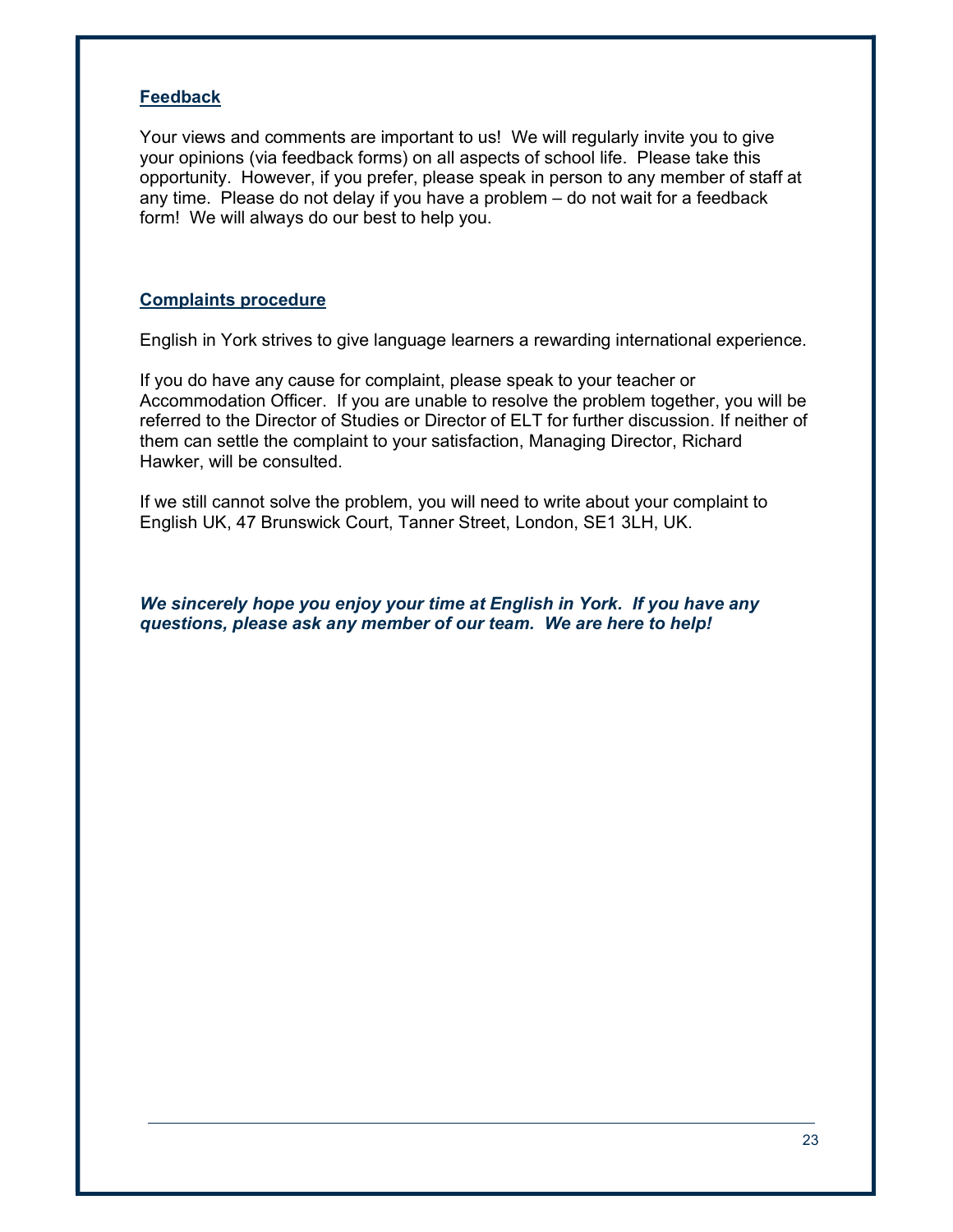## Feedback

Your views and comments are important to us! We will regularly invite you to give your opinions (via feedback forms) on all aspects of school life. Please take this opportunity. However, if you prefer, please speak in person to any member of staff at any time. Please do not delay if you have a problem – do not wait for a feedback form! We will always do our best to help you.

## Complaints procedure

English in York strives to give language learners a rewarding international experience.

If you do have any cause for complaint, please speak to your teacher or Accommodation Officer. If you are unable to resolve the problem together, you will be referred to the Director of Studies or Director of ELT for further discussion. If neither of them can settle the complaint to your satisfaction, Managing Director, Richard Hawker, will be consulted.

If we still cannot solve the problem, you will need to write about your complaint to English UK, 47 Brunswick Court, Tanner Street, London, SE1 3LH, UK.

***We sincerely hope you enjoy your time at English in York. If you have any questions, please ask any member of our team. We are here to help!***